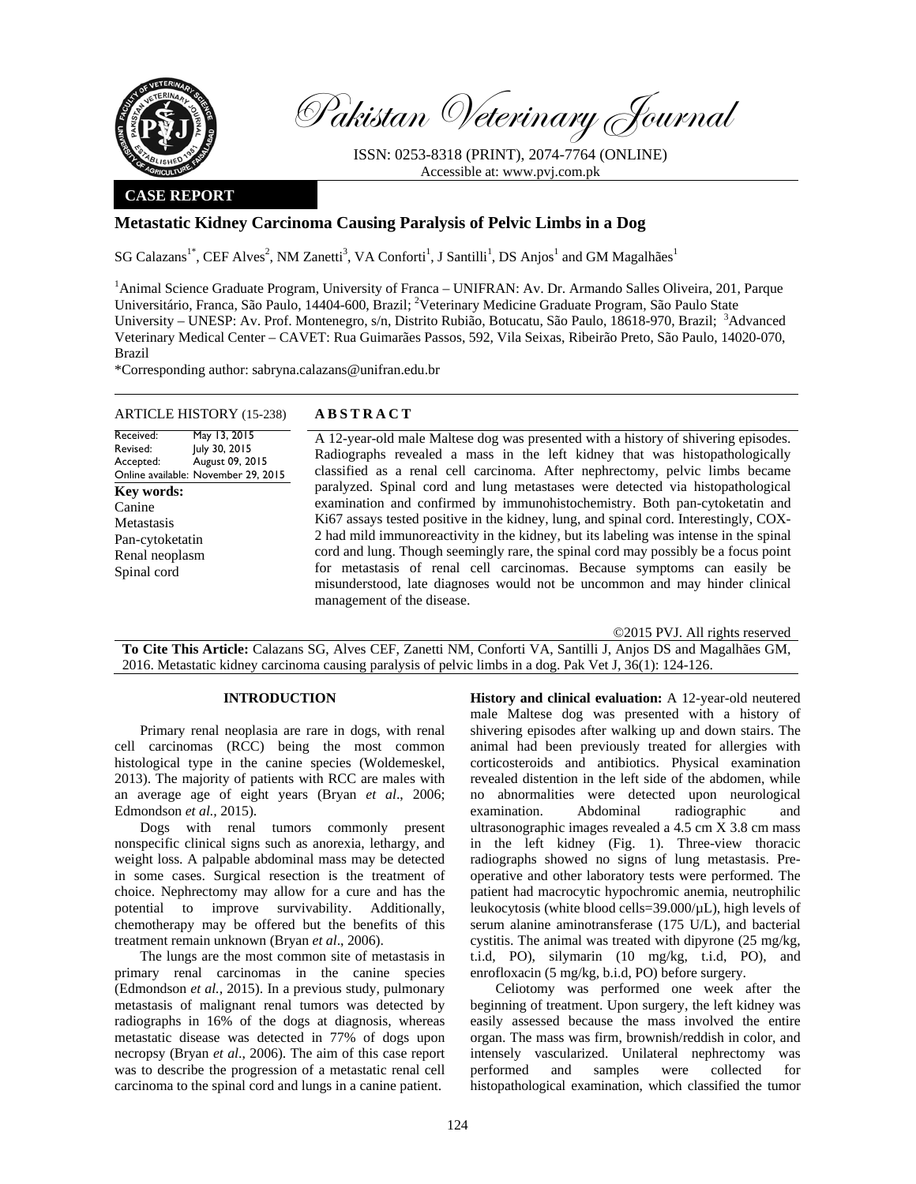**CASE REPORT**

# Metastatic Kidney Carcinoma Causing Paralysis of Pelvic Limbs in a Dog

SG Calazans[1*], CEF Alves[2], NM Zanetti[3], VA Conforti[1], J Santilli[1], DS Anjos[1] and GM Magalhães[1]

[1]Animal Science Graduate Program, University of Franca – UNIFRAN: Av. Dr. Armando Salles Oliveira, 201, Parque Universitário, Franca, São Paulo, 14404-600, Brazil; [2]Veterinary Medicine Graduate Program, São Paulo State University – UNESP: Av. Prof. Montenegro, s/n, Distrito Rubião, Botucatu, São Paulo, 18618-970, Brazil; [3]Advanced Veterinary Medical Center – CAVET: Rua Guimarães Passos, 592, Vila Seixas, Ribeirão Preto, São Paulo, 14020-070, Brazil

*Corresponding author: sabryna.calazans@unifran.edu.br

**ARTICLE HISTORY (15-238)**

Received: May 13, 2015
Revised: July 30, 2015
Accepted: August 09, 2015
Online available: November 29, 2015

**Key words:**
Canine
Metastasis
Pan-cytoketatin
Renal neoplasm
Spinal cord

## ABSTRACT

A 12-year-old male Maltese dog was presented with a history of shivering episodes. Radiographs revealed a mass in the left kidney that was histopathologically classified as a renal cell carcinoma. After nephrectomy, pelvic limbs became paralyzed. Spinal cord and lung metastases were detected via histopathological examination and confirmed by immunohistochemistry. Both pan-cytoketatin and Ki67 assays tested positive in the kidney, lung, and spinal cord. Interestingly, COX-2 had mild immunoreactivity in the kidney, but its labeling was intense in the spinal cord and lung. Though seemingly rare, the spinal cord may possibly be a focus point for metastasis of renal cell carcinomas. Because symptoms can easily be misunderstood, late diagnoses would not be uncommon and may hinder clinical management of the disease.

©2015 PVJ. All rights reserved

**To Cite This Article:** Calazans SG, Alves CEF, Zanetti NM, Conforti VA, Santilli J, Anjos DS and Magalhães GM, 2016. Metastatic kidney carcinoma causing paralysis of pelvic limbs in a dog. Pak Vet J, 36(1): 124-126.

## INTRODUCTION

Primary renal neoplasia are rare in dogs, with renal cell carcinomas (RCC) being the most common histological type in the canine species (Woldemeskel, 2013). The majority of patients with RCC are males with an average age of eight years (Bryan *et al*., 2006; Edmondson *et al.*, 2015).

Dogs with renal tumors commonly present nonspecific clinical signs such as anorexia, lethargy, and weight loss. A palpable abdominal mass may be detected in some cases. Surgical resection is the treatment of choice. Nephrectomy may allow for a cure and has the potential to improve survivability. Additionally, chemotherapy may be offered but the benefits of this treatment remain unknown (Bryan *et al*., 2006).

The lungs are the most common site of metastasis in primary renal carcinomas in the canine species (Edmondson *et al.*, 2015). In a previous study, pulmonary metastasis of malignant renal tumors was detected by radiographs in 16% of the dogs at diagnosis, whereas metastatic disease was detected in 77% of dogs upon necropsy (Bryan *et al*., 2006). The aim of this case report was to describe the progression of a metastatic renal cell carcinoma to the spinal cord and lungs in a canine patient.

**History and clinical evaluation:** A 12-year-old neutered male Maltese dog was presented with a history of shivering episodes after walking up and down stairs. The animal had been previously treated for allergies with corticosteroids and antibiotics. Physical examination revealed distention in the left side of the abdomen, while no abnormalities were detected upon neurological examination. Abdominal radiographic and ultrasonographic images revealed a 4.5 cm X 3.8 cm mass in the left kidney (Fig. 1). Three-view thoracic radiographs showed no signs of lung metastasis. Pre-operative and other laboratory tests were performed. The patient had macrocytic hypochromic anemia, neutrophilic leukocytosis (white blood cells=39.000/µL), high levels of serum alanine aminotransferase (175 U/L), and bacterial cystitis. The animal was treated with dipyrone (25 mg/kg, t.i.d, PO), silymarin (10 mg/kg, t.i.d, PO), and enrofloxacin (5 mg/kg, b.i.d, PO) before surgery.

Celiotomy was performed one week after the beginning of treatment. Upon surgery, the left kidney was easily assessed because the mass involved the entire organ. The mass was firm, brownish/reddish in color, and intensely vascularized. Unilateral nephrectomy was performed and samples were collected for histopathological examination, which classified the tumor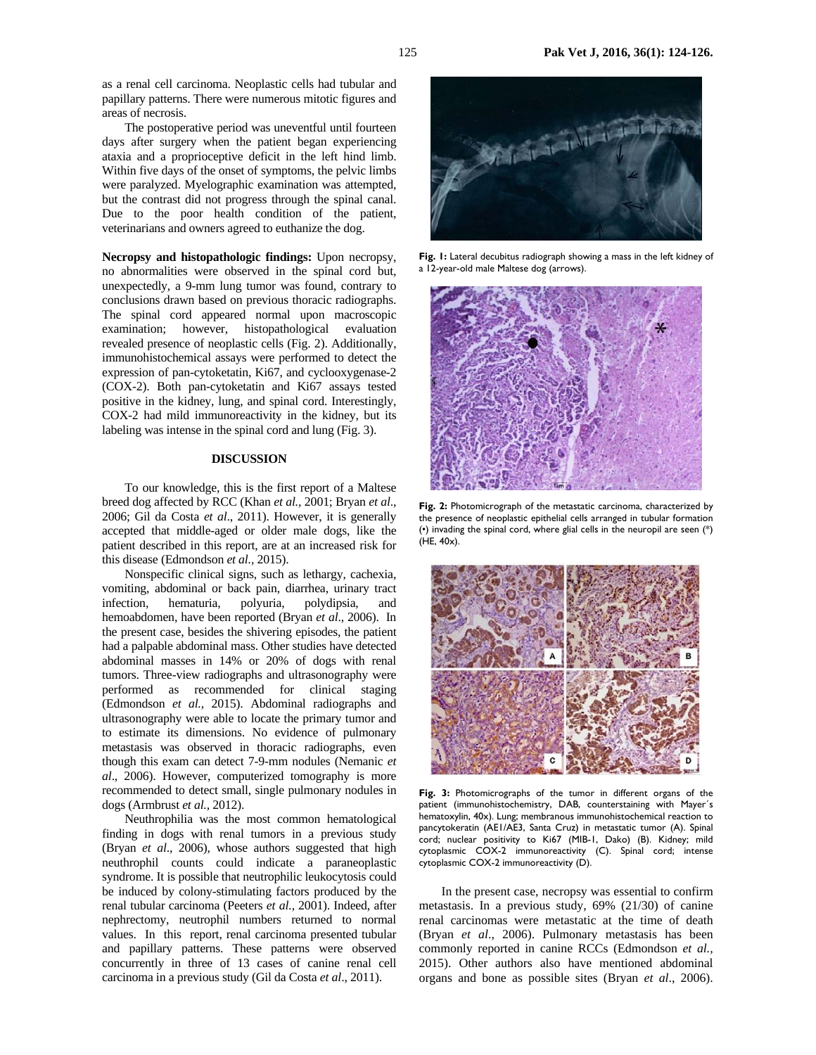as a renal cell carcinoma. Neoplastic cells had tubular and papillary patterns. There were numerous mitotic figures and areas of necrosis.

The postoperative period was uneventful until fourteen days after surgery when the patient began experiencing ataxia and a proprioceptive deficit in the left hind limb. Within five days of the onset of symptoms, the pelvic limbs were paralyzed. Myelographic examination was attempted, but the contrast did not progress through the spinal canal. Due to the poor health condition of the patient, veterinarians and owners agreed to euthanize the dog.

**Necropsy and histopathologic findings:** Upon necropsy, no abnormalities were observed in the spinal cord but, unexpectedly, a 9-mm lung tumor was found, contrary to conclusions drawn based on previous thoracic radiographs. The spinal cord appeared normal upon macroscopic examination; however, histopathological evaluation revealed presence of neoplastic cells (Fig. 2). Additionally, immunohistochemical assays were performed to detect the expression of pan-cytoketatin, Ki67, and cyclooxygenase-2 (COX-2). Both pan-cytoketatin and Ki67 assays tested positive in the kidney, lung, and spinal cord. Interestingly, COX-2 had mild immunoreactivity in the kidney, but its labeling was intense in the spinal cord and lung (Fig. 3).

Fig. 1: Lateral decubitus radiograph showing a mass in the left kidney of a 12-year-old male Maltese dog (arrows).

Fig. 2: Photomicrograph of the metastatic carcinoma, characterized by the presence of neoplastic epithelial cells arranged in tubular formation (•) invading the spinal cord, where glial cells in the neuropil are seen (*) (HE, 40x).

Fig. 3: Photomicrographs of the tumor in different organs of the patient (immunohistochemistry, DAB, counterstaining with Mayer´s hematoxylin, 40x). Lung; membranous immunohistochemical reaction to pancytokeratin (AE1/AE3, Santa Cruz) in metastatic tumor (A). Spinal cord; nuclear positivity to Ki67 (MIB-1, Dako) (B). Kidney; mild cytoplasmic COX-2 immunoreactivity (C). Spinal cord; intense cytoplasmic COX-2 immunoreactivity (D).

## DISCUSSION

To our knowledge, this is the first report of a Maltese breed dog affected by RCC (Khan *et al.,* 2001; Bryan *et al*., 2006; Gil da Costa *et al*., 2011). However, it is generally accepted that middle-aged or older male dogs, like the patient described in this report, are at an increased risk for this disease (Edmondson *et al.,* 2015).

Nonspecific clinical signs, such as lethargy, cachexia, vomiting, abdominal or back pain, diarrhea, urinary tract infection, hematuria, polyuria, polydipsia, and hemoabdomen, have been reported (Bryan *et al*., 2006). In the present case, besides the shivering episodes, the patient had a palpable abdominal mass. Other studies have detected abdominal masses in 14% or 20% of dogs with renal tumors. Three-view radiographs and ultrasonography were performed as recommended for clinical staging (Edmondson *et al.,* 2015). Abdominal radiographs and ultrasonography were able to locate the primary tumor and to estimate its dimensions. No evidence of pulmonary metastasis was observed in thoracic radiographs, even though this exam can detect 7-9-mm nodules (Nemanic *et al*., 2006). However, computerized tomography is more recommended to detect small, single pulmonary nodules in dogs (Armbrust *et al.,* 2012).

Neuthrophilia was the most common hematological finding in dogs with renal tumors in a previous study (Bryan *et al*., 2006), whose authors suggested that high neuthrophil counts could indicate a paraneoplastic syndrome. It is possible that neutrophilic leukocytosis could be induced by colony-stimulating factors produced by the renal tubular carcinoma (Peeters *et al.,* 2001). Indeed, after nephrectomy, neutrophil numbers returned to normal values. In this report, renal carcinoma presented tubular and papillary patterns. These patterns were observed concurrently in three of 13 cases of canine renal cell carcinoma in a previous study (Gil da Costa *et al*., 2011).

In the present case, necropsy was essential to confirm metastasis. In a previous study, 69% (21/30) of canine renal carcinomas were metastatic at the time of death (Bryan *et al*., 2006). Pulmonary metastasis has been commonly reported in canine RCCs (Edmondson *et al.*, 2015). Other authors also have mentioned abdominal organs and bone as possible sites (Bryan *et al*., 2006).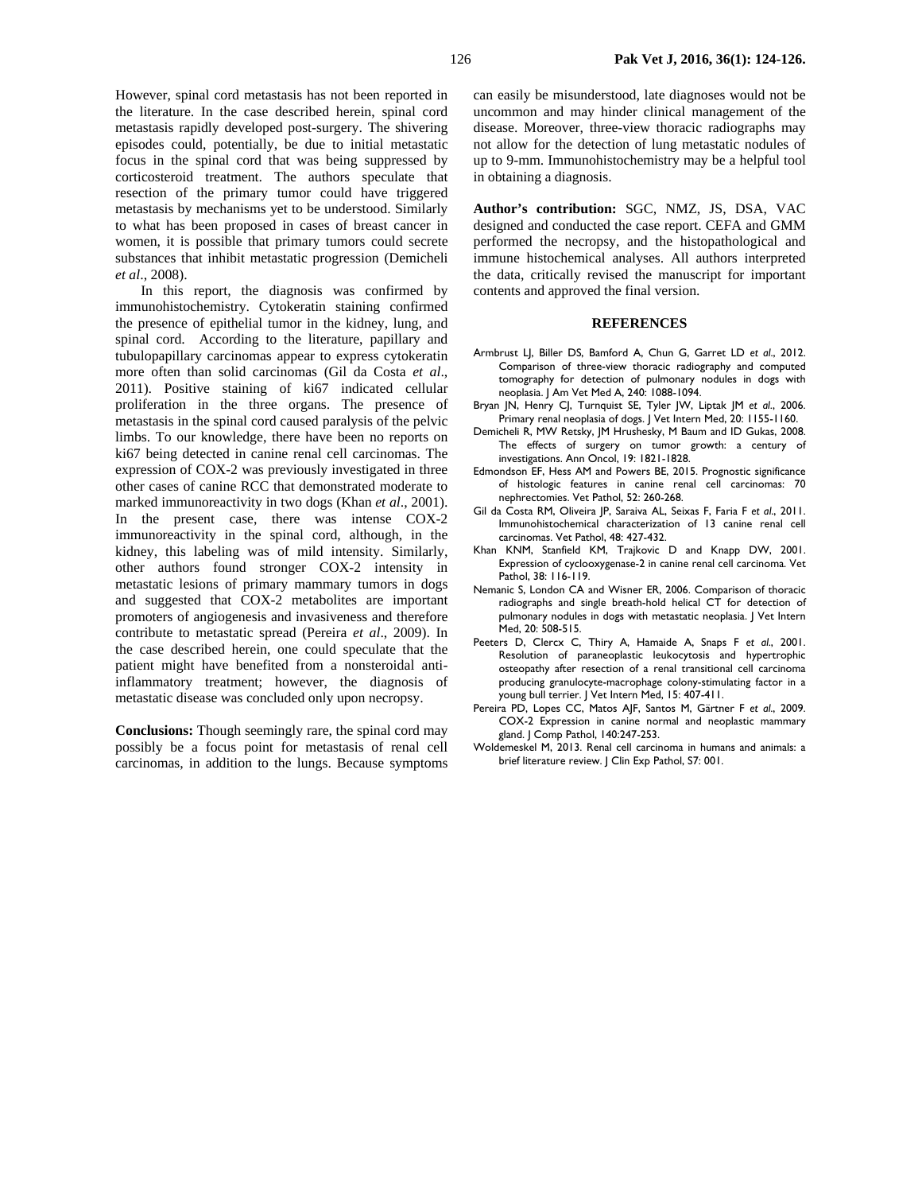However, spinal cord metastasis has not been reported in the literature. In the case described herein, spinal cord metastasis rapidly developed post-surgery. The shivering episodes could, potentially, be due to initial metastatic focus in the spinal cord that was being suppressed by corticosteroid treatment. The authors speculate that resection of the primary tumor could have triggered metastasis by mechanisms yet to be understood. Similarly to what has been proposed in cases of breast cancer in women, it is possible that primary tumors could secrete substances that inhibit metastatic progression (Demicheli *et al*., 2008).

In this report, the diagnosis was confirmed by immunohistochemistry. Cytokeratin staining confirmed the presence of epithelial tumor in the kidney, lung, and spinal cord. According to the literature, papillary and tubulopapillary carcinomas appear to express cytokeratin more often than solid carcinomas (Gil da Costa *et al*., 2011). Positive staining of ki67 indicated cellular proliferation in the three organs. The presence of metastasis in the spinal cord caused paralysis of the pelvic limbs. To our knowledge, there have been no reports on ki67 being detected in canine renal cell carcinomas. The expression of COX-2 was previously investigated in three other cases of canine RCC that demonstrated moderate to marked immunoreactivity in two dogs (Khan *et al*., 2001). In the present case, there was intense COX-2 immunoreactivity in the spinal cord, although, in the kidney, this labeling was of mild intensity. Similarly, other authors found stronger COX-2 intensity in metastatic lesions of primary mammary tumors in dogs and suggested that COX-2 metabolites are important promoters of angiogenesis and invasiveness and therefore contribute to metastatic spread (Pereira *et al*., 2009). In the case described herein, one could speculate that the patient might have benefited from a nonsteroidal anti-inflammatory treatment; however, the diagnosis of metastatic disease was concluded only upon necropsy.

**Conclusions:** Though seemingly rare, the spinal cord may possibly be a focus point for metastasis of renal cell carcinomas, in addition to the lungs. Because symptoms can easily be misunderstood, late diagnoses would not be uncommon and may hinder clinical management of the disease. Moreover, three-view thoracic radiographs may not allow for the detection of lung metastatic nodules of up to 9-mm. Immunohistochemistry may be a helpful tool in obtaining a diagnosis.

**Author's contribution:** SGC, NMZ, JS, DSA, VAC designed and conducted the case report. CEFA and GMM performed the necropsy, and the histopathological and immune histochemical analyses. All authors interpreted the data, critically revised the manuscript for important contents and approved the final version.

## REFERENCES

Armbrust LJ, Biller DS, Bamford A, Chun G, Garret LD *et al*., 2012. Comparison of three-view thoracic radiography and computed tomography for detection of pulmonary nodules in dogs with neoplasia. J Am Vet Med A, 240: 1088-1094.

Bryan JN, Henry CJ, Turnquist SE, Tyler JW, Liptak JM *et al*., 2006. Primary renal neoplasia of dogs. J Vet Intern Med, 20: 1155-1160.

Demicheli R, MW Retsky, JM Hrushesky, M Baum and ID Gukas, 2008. The effects of surgery on tumor growth: a century of investigations. Ann Oncol, 19: 1821-1828.

Edmondson EF, Hess AM and Powers BE, 2015. Prognostic significance of histologic features in canine renal cell carcinomas: 70 nephrectomies. Vet Pathol, 52: 260-268.

Gil da Costa RM, Oliveira JP, Saraiva AL, Seixas F, Faria F *et al*., 2011. Immunohistochemical characterization of 13 canine renal cell carcinomas. Vet Pathol, 48: 427-432.

Khan KNM, Stanfield KM, Trajkovic D and Knapp DW, 2001. Expression of cyclooxygenase-2 in canine renal cell carcinoma. Vet Pathol, 38: 116-119.

Nemanic S, London CA and Wisner ER, 2006. Comparison of thoracic radiographs and single breath-hold helical CT for detection of pulmonary nodules in dogs with metastatic neoplasia. J Vet Intern Med, 20: 508-515.

Peeters D, Clercx C, Thiry A, Hamaide A, Snaps F *et al*., 2001. Resolution of paraneoplastic leukocytosis and hypertrophic osteopathy after resection of a renal transitional cell carcinoma producing granulocyte-macrophage colony-stimulating factor in a young bull terrier. J Vet Intern Med, 15: 407-411.

Pereira PD, Lopes CC, Matos AJF, Santos M, Gärtner F *et al*., 2009. COX-2 Expression in canine normal and neoplastic mammary gland. J Comp Pathol, 140:247-253.

Woldemeskel M, 2013. Renal cell carcinoma in humans and animals: a brief literature review. J Clin Exp Pathol, S7: 001.